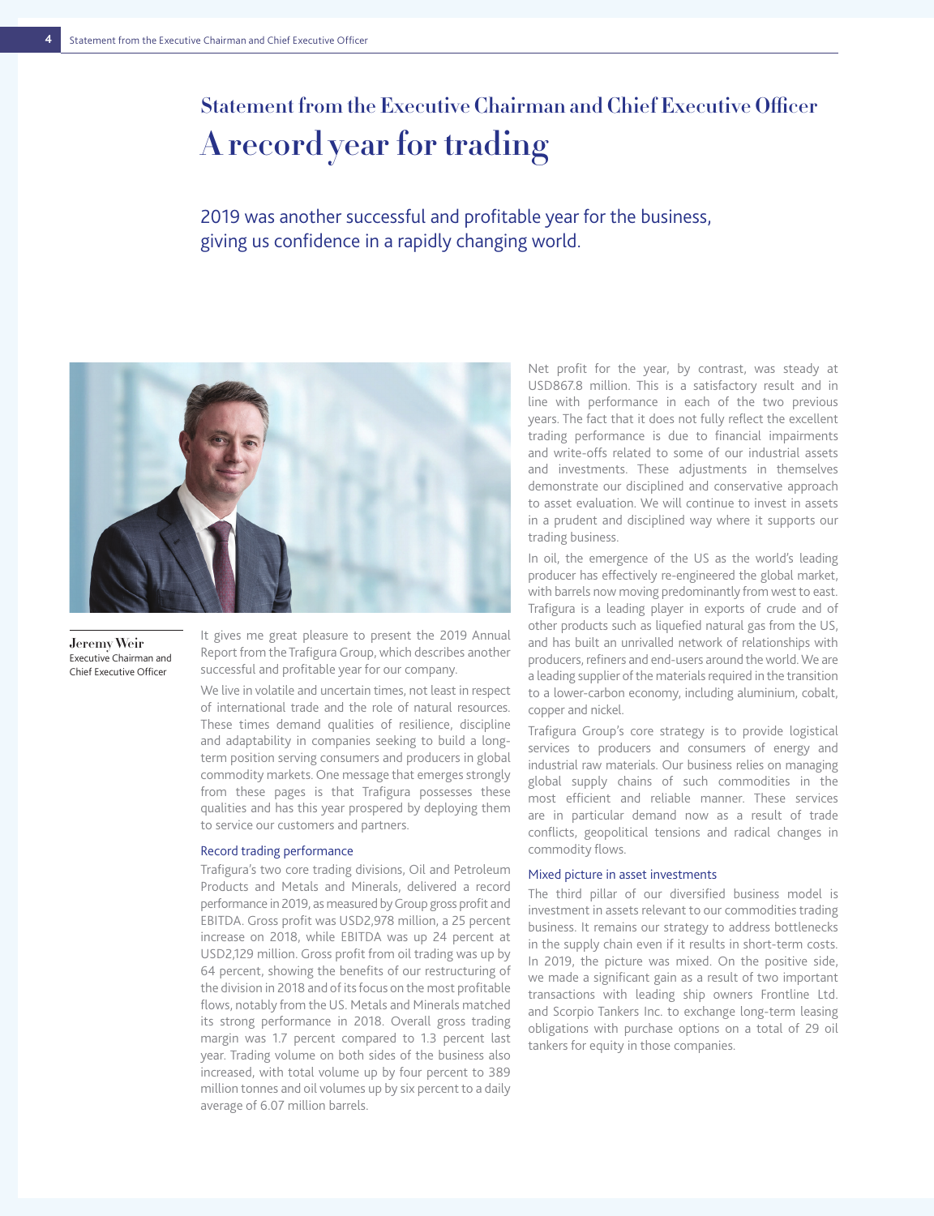# Statement from the Executive Chairman and Chief Executive Officer

## A record year for trading

2019 was another successful and profitable year for the business, giving us confidence in a rapidly changing world.

**Jeremy Weir**
Executive Chairman and Chief Executive Officer

It gives me great pleasure to present the 2019 Annual Report from the Trafigura Group, which describes another successful and profitable year for our company.

We live in volatile and uncertain times, not least in respect of international trade and the role of natural resources. These times demand qualities of resilience, discipline and adaptability in companies seeking to build a long-term position serving consumers and producers in global commodity markets. One message that emerges strongly from these pages is that Trafigura possesses these qualities and has this year prospered by deploying them to service our customers and partners.

### Record trading performance

Trafigura's two core trading divisions, Oil and Petroleum Products and Metals and Minerals, delivered a record performance in 2019, as measured by Group gross profit and EBITDA. Gross profit was USD2,978 million, a 25 percent increase on 2018, while EBITDA was up 24 percent at USD2,129 million. Gross profit from oil trading was up by 64 percent, showing the benefits of our restructuring of the division in 2018 and of its focus on the most profitable flows, notably from the US. Metals and Minerals matched its strong performance in 2018. Overall gross trading margin was 1.7 percent compared to 1.3 percent last year. Trading volume on both sides of the business also increased, with total volume up by four percent to 389 million tonnes and oil volumes up by six percent to a daily average of 6.07 million barrels.

Net profit for the year, by contrast, was steady at USD867.8 million. This is a satisfactory result and in line with performance in each of the two previous years. The fact that it does not fully reflect the excellent trading performance is due to financial impairments and write-offs related to some of our industrial assets and investments. These adjustments in themselves demonstrate our disciplined and conservative approach to asset evaluation. We will continue to invest in assets in a prudent and disciplined way where it supports our trading business.

In oil, the emergence of the US as the world's leading producer has effectively re-engineered the global market, with barrels now moving predominantly from west to east. Trafigura is a leading player in exports of crude and of other products such as liquefied natural gas from the US, and has built an unrivalled network of relationships with producers, refiners and end-users around the world. We are a leading supplier of the materials required in the transition to a lower-carbon economy, including aluminium, cobalt, copper and nickel.

Trafigura Group's core strategy is to provide logistical services to producers and consumers of energy and industrial raw materials. Our business relies on managing global supply chains of such commodities in the most efficient and reliable manner. These services are in particular demand now as a result of trade conflicts, geopolitical tensions and radical changes in commodity flows.

### Mixed picture in asset investments

The third pillar of our diversified business model is investment in assets relevant to our commodities trading business. It remains our strategy to address bottlenecks in the supply chain even if it results in short-term costs. In 2019, the picture was mixed. On the positive side, we made a significant gain as a result of two important transactions with leading ship owners Frontline Ltd. and Scorpio Tankers Inc. to exchange long-term leasing obligations with purchase options on a total of 29 oil tankers for equity in those companies.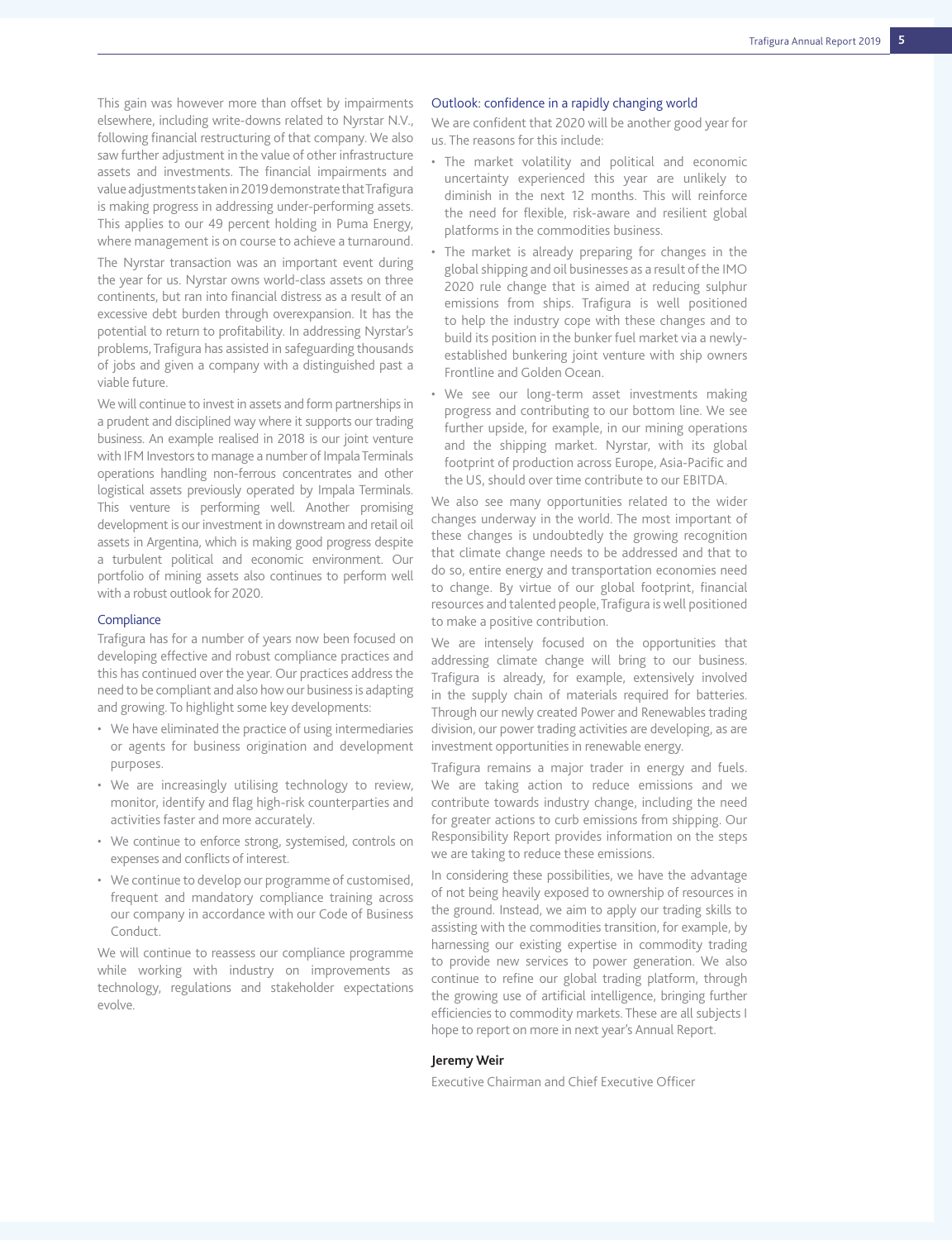This gain was however more than offset by impairments elsewhere, including write-downs related to Nyrstar N.V., following financial restructuring of that company. We also saw further adjustment in the value of other infrastructure assets and investments. The financial impairments and value adjustments taken in 2019 demonstrate that Trafigura is making progress in addressing under-performing assets. This applies to our 49 percent holding in Puma Energy, where management is on course to achieve a turnaround.

The Nyrstar transaction was an important event during the year for us. Nyrstar owns world-class assets on three continents, but ran into financial distress as a result of an excessive debt burden through overexpansion. It has the potential to return to profitability. In addressing Nyrstar's problems, Trafigura has assisted in safeguarding thousands of jobs and given a company with a distinguished past a viable future.

We will continue to invest in assets and form partnerships in a prudent and disciplined way where it supports our trading business. An example realised in 2018 is our joint venture with IFM Investors to manage a number of Impala Terminals operations handling non-ferrous concentrates and other logistical assets previously operated by Impala Terminals. This venture is performing well. Another promising development is our investment in downstream and retail oil assets in Argentina, which is making good progress despite a turbulent political and economic environment. Our portfolio of mining assets also continues to perform well with a robust outlook for 2020.

## Compliance

Trafigura has for a number of years now been focused on developing effective and robust compliance practices and this has continued over the year. Our practices address the need to be compliant and also how our business is adapting and growing. To highlight some key developments:

- We have eliminated the practice of using intermediaries or agents for business origination and development purposes.
- We are increasingly utilising technology to review, monitor, identify and flag high-risk counterparties and activities faster and more accurately.
- We continue to enforce strong, systemised, controls on expenses and conflicts of interest.
- We continue to develop our programme of customised, frequent and mandatory compliance training across our company in accordance with our Code of Business Conduct.

We will continue to reassess our compliance programme while working with industry on improvements as technology, regulations and stakeholder expectations evolve.

## Outlook: confidence in a rapidly changing world

We are confident that 2020 will be another good year for us. The reasons for this include:

- The market volatility and political and economic uncertainty experienced this year are unlikely to diminish in the next 12 months. This will reinforce the need for flexible, risk-aware and resilient global platforms in the commodities business.
- The market is already preparing for changes in the global shipping and oil businesses as a result of the IMO 2020 rule change that is aimed at reducing sulphur emissions from ships. Trafigura is well positioned to help the industry cope with these changes and to build its position in the bunker fuel market via a newly-established bunkering joint venture with ship owners Frontline and Golden Ocean.
- We see our long-term asset investments making progress and contributing to our bottom line. We see further upside, for example, in our mining operations and the shipping market. Nyrstar, with its global footprint of production across Europe, Asia-Pacific and the US, should over time contribute to our EBITDA.

We also see many opportunities related to the wider changes underway in the world. The most important of these changes is undoubtedly the growing recognition that climate change needs to be addressed and that to do so, entire energy and transportation economies need to change. By virtue of our global footprint, financial resources and talented people, Trafigura is well positioned to make a positive contribution.

We are intensely focused on the opportunities that addressing climate change will bring to our business. Trafigura is already, for example, extensively involved in the supply chain of materials required for batteries. Through our newly created Power and Renewables trading division, our power trading activities are developing, as are investment opportunities in renewable energy.

Trafigura remains a major trader in energy and fuels. We are taking action to reduce emissions and we contribute towards industry change, including the need for greater actions to curb emissions from shipping. Our Responsibility Report provides information on the steps we are taking to reduce these emissions.

In considering these possibilities, we have the advantage of not being heavily exposed to ownership of resources in the ground. Instead, we aim to apply our trading skills to assisting with the commodities transition, for example, by harnessing our existing expertise in commodity trading to provide new services to power generation. We also continue to refine our global trading platform, through the growing use of artificial intelligence, bringing further efficiencies to commodity markets. These are all subjects I hope to report on more in next year's Annual Report.

**Jeremy Weir**

Executive Chairman and Chief Executive Officer